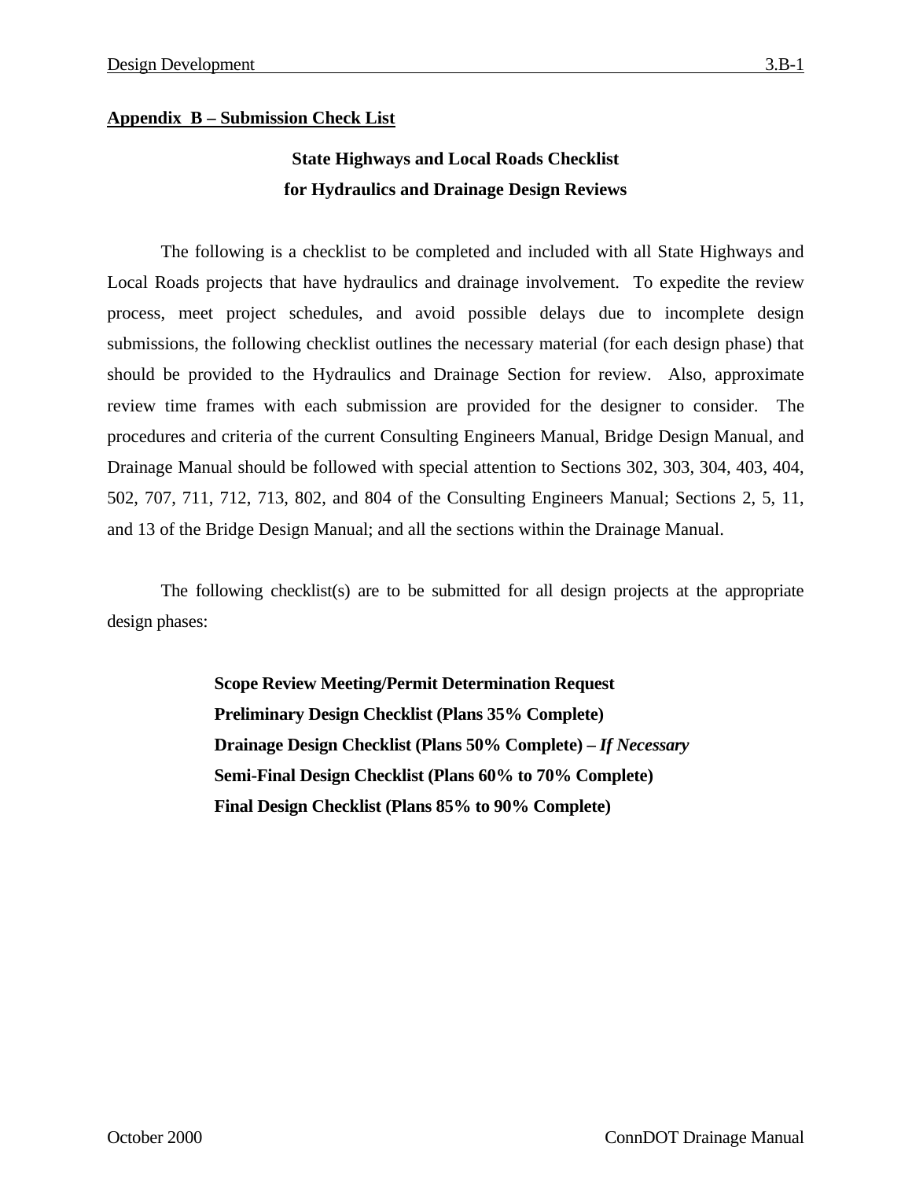## Appendix B – Submission Check List

### State Highways and Local Roads Checklist for Hydraulics and Drainage Design Reviews

The following is a checklist to be completed and included with all State Highways and Local Roads projects that have hydraulics and drainage involvement. To expedite the review process, meet project schedules, and avoid possible delays due to incomplete design submissions, the following checklist outlines the necessary material (for each design phase) that should be provided to the Hydraulics and Drainage Section for review. Also, approximate review time frames with each submission are provided for the designer to consider. The procedures and criteria of the current Consulting Engineers Manual, Bridge Design Manual, and Drainage Manual should be followed with special attention to Sections 302, 303, 304, 403, 404, 502, 707, 711, 712, 713, 802, and 804 of the Consulting Engineers Manual; Sections 2, 5, 11, and 13 of the Bridge Design Manual; and all the sections within the Drainage Manual.

The following checklist(s) are to be submitted for all design projects at the appropriate design phases:

**Scope Review Meeting/Permit Determination Request**
**Preliminary Design Checklist (Plans 35% Complete)**
**Drainage Design Checklist (Plans 50% Complete) – *If Necessary***
**Semi-Final Design Checklist (Plans 60% to 70% Complete)**
**Final Design Checklist (Plans 85% to 90% Complete)**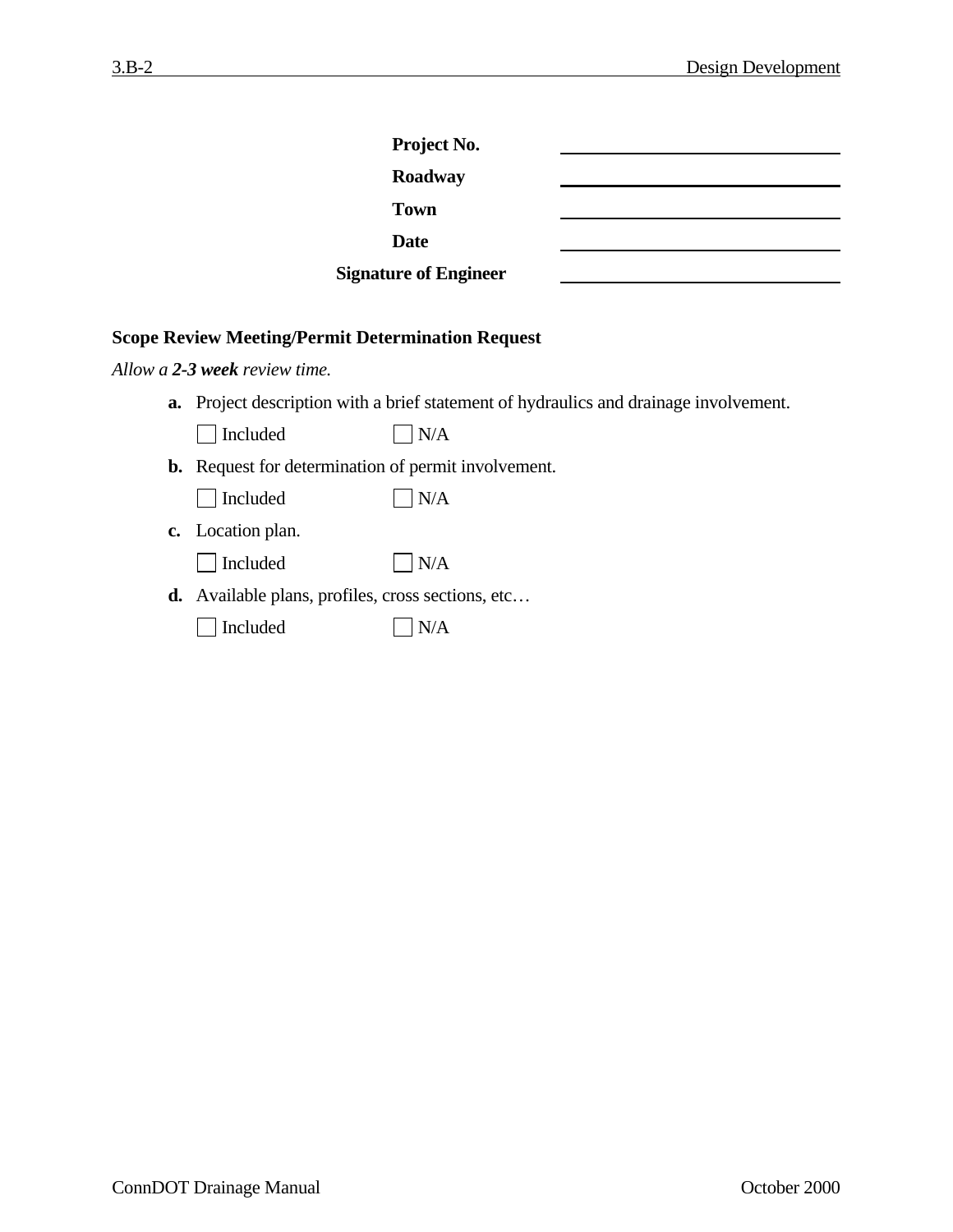**Project No.** ______________________

**Roadway** ______________________

**Town** ______________________

**Date** ______________________

**Signature of Engineer** ______________________

**Scope Review Meeting/Permit Determination Request**

*Allow a **2-3 week** review time.*

**a.** Project description with a brief statement of hydraulics and drainage involvement.

☐ Included ☐ N/A

**b.** Request for determination of permit involvement.

☐ Included ☐ N/A

**c.** Location plan.

☐ Included ☐ N/A

**d.** Available plans, profiles, cross sections, etc…

☐ Included ☐ N/A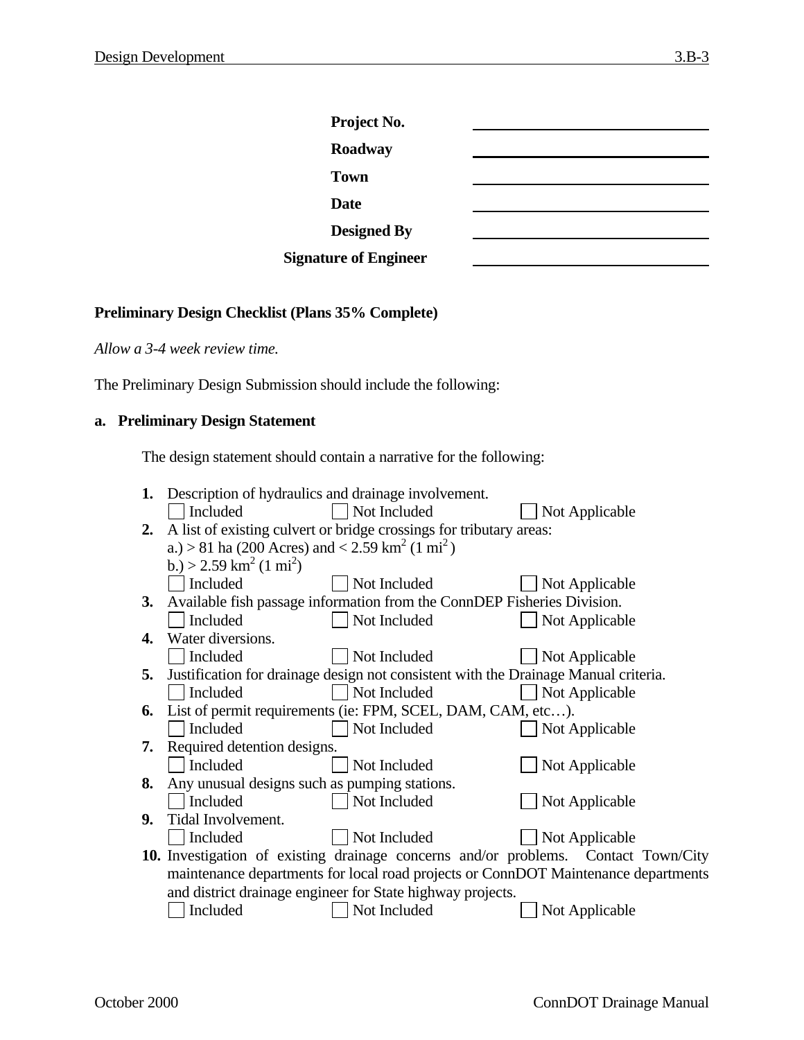| | |
|---|---|
| **Project No.** | |
| **Roadway** | |
| **Town** | |
| **Date** | |
| **Designed By** | |
| **Signature of Engineer** | |

**Preliminary Design Checklist (Plans 35% Complete)**

*Allow a 3-4 week review time.*

The Preliminary Design Submission should include the following:

**a. Preliminary Design Statement**

The design statement should contain a narrative for the following:

1. Description of hydraulics and drainage involvement.
   ☐ Included ☐ Not Included ☐ Not Applicable
2. A list of existing culvert or bridge crossings for tributary areas:
   a.) > 81 ha (200 Acres) and < 2.59 $km^2$ (1 $mi^2$)
   b.) > 2.59 $km^2$ (1 $mi^2$)
   ☐ Included ☐ Not Included ☐ Not Applicable
3. Available fish passage information from the ConnDEP Fisheries Division.
   ☐ Included ☐ Not Included ☐ Not Applicable
4. Water diversions.
   ☐ Included ☐ Not Included ☐ Not Applicable
5. Justification for drainage design not consistent with the Drainage Manual criteria.
   ☐ Included ☐ Not Included ☐ Not Applicable
6. List of permit requirements (ie: FPM, SCEL, DAM, CAM, etc…).
   ☐ Included ☐ Not Included ☐ Not Applicable
7. Required detention designs.
   ☐ Included ☐ Not Included ☐ Not Applicable
8. Any unusual designs such as pumping stations.
   ☐ Included ☐ Not Included ☐ Not Applicable
9. Tidal Involvement.
   ☐ Included ☐ Not Included ☐ Not Applicable
10. Investigation of existing drainage concerns and/or problems. Contact Town/City maintenance departments for local road projects or ConnDOT Maintenance departments and district drainage engineer for State highway projects.
    ☐ Included ☐ Not Included ☐ Not Applicable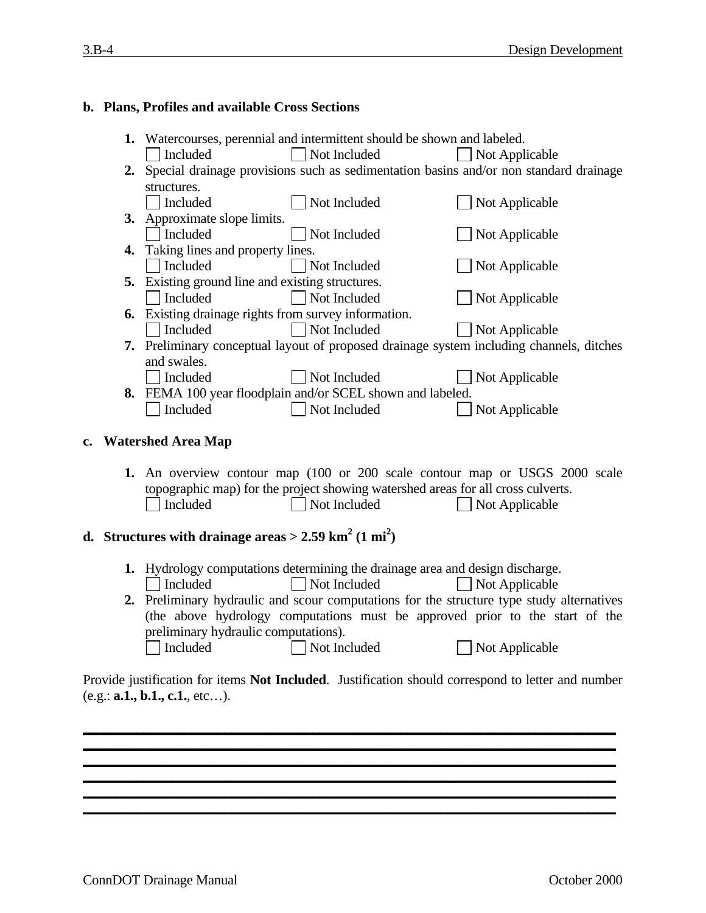**b. Plans, Profiles and available Cross Sections**

1. Watercourses, perennial and intermittent should be shown and labeled.
   ☐ Included ☐ Not Included ☐ Not Applicable
2. Special drainage provisions such as sedimentation basins and/or non standard drainage structures.
   ☐ Included ☐ Not Included ☐ Not Applicable
3. Approximate slope limits.
   ☐ Included ☐ Not Included ☐ Not Applicable
4. Taking lines and property lines.
   ☐ Included ☐ Not Included ☐ Not Applicable
5. Existing ground line and existing structures.
   ☐ Included ☐ Not Included ☐ Not Applicable
6. Existing drainage rights from survey information.
   ☐ Included ☐ Not Included ☐ Not Applicable
7. Preliminary conceptual layout of proposed drainage system including channels, ditches and swales.
   ☐ Included ☐ Not Included ☐ Not Applicable
8. FEMA 100 year floodplain and/or SCEL shown and labeled.
   ☐ Included ☐ Not Included ☐ Not Applicable

**c. Watershed Area Map**

1. An overview contour map (100 or 200 scale contour map or USGS 2000 scale topographic map) for the project showing watershed areas for all cross culverts.
   ☐ Included ☐ Not Included ☐ Not Applicable

**d. Structures with drainage areas > 2.59 km$^2$ (1 mi$^2$)**

1. Hydrology computations determining the drainage area and design discharge.
   ☐ Included ☐ Not Included ☐ Not Applicable
2. Preliminary hydraulic and scour computations for the structure type study alternatives (the above hydrology computations must be approved prior to the start of the preliminary hydraulic computations).
   ☐ Included ☐ Not Included ☐ Not Applicable

Provide justification for items **Not Included**. Justification should correspond to letter and number (e.g.: **a.1., b.1., c.1.**, etc…).

\_\_\_\_\_\_\_\_\_\_\_\_\_\_\_\_\_\_\_\_\_\_\_\_\_\_\_\_\_\_\_\_\_\_\_\_\_\_\_\_\_\_\_\_\_\_\_\_\_\_\_\_\_\_\_\_\_\_\_\_\_\_\_\_

\_\_\_\_\_\_\_\_\_\_\_\_\_\_\_\_\_\_\_\_\_\_\_\_\_\_\_\_\_\_\_\_\_\_\_\_\_\_\_\_\_\_\_\_\_\_\_\_\_\_\_\_\_\_\_\_\_\_\_\_\_\_\_\_

\_\_\_\_\_\_\_\_\_\_\_\_\_\_\_\_\_\_\_\_\_\_\_\_\_\_\_\_\_\_\_\_\_\_\_\_\_\_\_\_\_\_\_\_\_\_\_\_\_\_\_\_\_\_\_\_\_\_\_\_\_\_\_\_

\_\_\_\_\_\_\_\_\_\_\_\_\_\_\_\_\_\_\_\_\_\_\_\_\_\_\_\_\_\_\_\_\_\_\_\_\_\_\_\_\_\_\_\_\_\_\_\_\_\_\_\_\_\_\_\_\_\_\_\_\_\_\_\_

\_\_\_\_\_\_\_\_\_\_\_\_\_\_\_\_\_\_\_\_\_\_\_\_\_\_\_\_\_\_\_\_\_\_\_\_\_\_\_\_\_\_\_\_\_\_\_\_\_\_\_\_\_\_\_\_\_\_\_\_\_\_\_\_

\_\_\_\_\_\_\_\_\_\_\_\_\_\_\_\_\_\_\_\_\_\_\_\_\_\_\_\_\_\_\_\_\_\_\_\_\_\_\_\_\_\_\_\_\_\_\_\_\_\_\_\_\_\_\_\_\_\_\_\_\_\_\_\_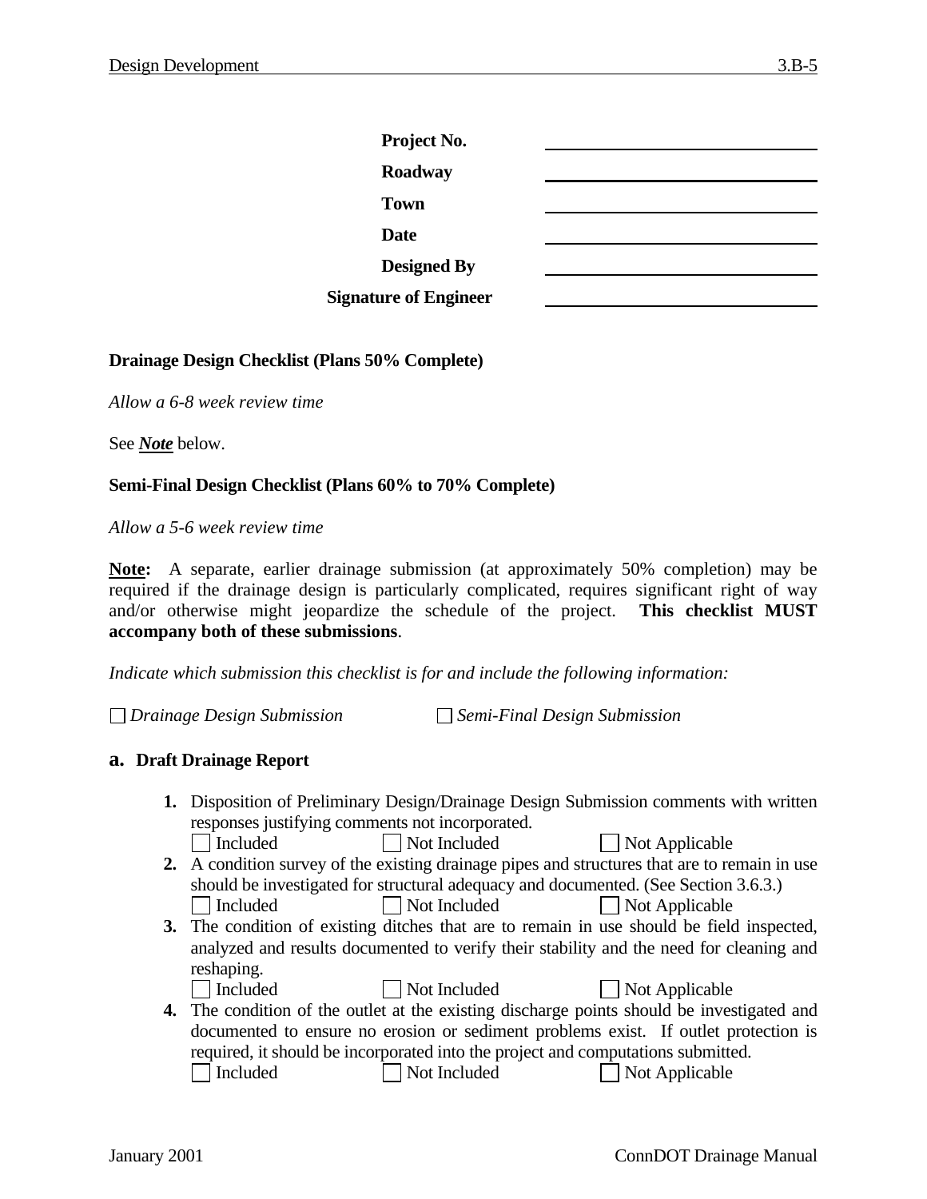**Project No.** \_\_\_\_\_\_\_\_\_\_\_\_\_\_\_\_\_\_\_\_\_\_\_\_\_\_

**Roadway** \_\_\_\_\_\_\_\_\_\_\_\_\_\_\_\_\_\_\_\_\_\_\_\_\_\_

**Town** \_\_\_\_\_\_\_\_\_\_\_\_\_\_\_\_\_\_\_\_\_\_\_\_\_\_

**Date** \_\_\_\_\_\_\_\_\_\_\_\_\_\_\_\_\_\_\_\_\_\_\_\_\_\_

**Designed By** \_\_\_\_\_\_\_\_\_\_\_\_\_\_\_\_\_\_\_\_\_\_\_\_\_\_

**Signature of Engineer** \_\_\_\_\_\_\_\_\_\_\_\_\_\_\_\_\_\_\_\_\_\_\_\_\_\_

**Drainage Design Checklist (Plans 50% Complete)**

*Allow a 6-8 week review time*

See ***Note*** below.

**Semi-Final Design Checklist (Plans 60% to 70% Complete)**

*Allow a 5-6 week review time*

**Note:** A separate, earlier drainage submission (at approximately 50% completion) may be required if the drainage design is particularly complicated, requires significant right of way and/or otherwise might jeopardize the schedule of the project. **This checklist MUST accompany both of these submissions**.

*Indicate which submission this checklist is for and include the following information:*

☐ *Drainage Design Submission* ☐ *Semi-Final Design Submission*

## a. Draft Drainage Report

1. Disposition of Preliminary Design/Drainage Design Submission comments with written responses justifying comments not incorporated.
   ☐ Included ☐ Not Included ☐ Not Applicable
2. A condition survey of the existing drainage pipes and structures that are to remain in use should be investigated for structural adequacy and documented. (See Section 3.6.3.)
   ☐ Included ☐ Not Included ☐ Not Applicable
3. The condition of existing ditches that are to remain in use should be field inspected, analyzed and results documented to verify their stability and the need for cleaning and reshaping.
   ☐ Included ☐ Not Included ☐ Not Applicable
4. The condition of the outlet at the existing discharge points should be investigated and documented to ensure no erosion or sediment problems exist. If outlet protection is required, it should be incorporated into the project and computations submitted.
   ☐ Included ☐ Not Included ☐ Not Applicable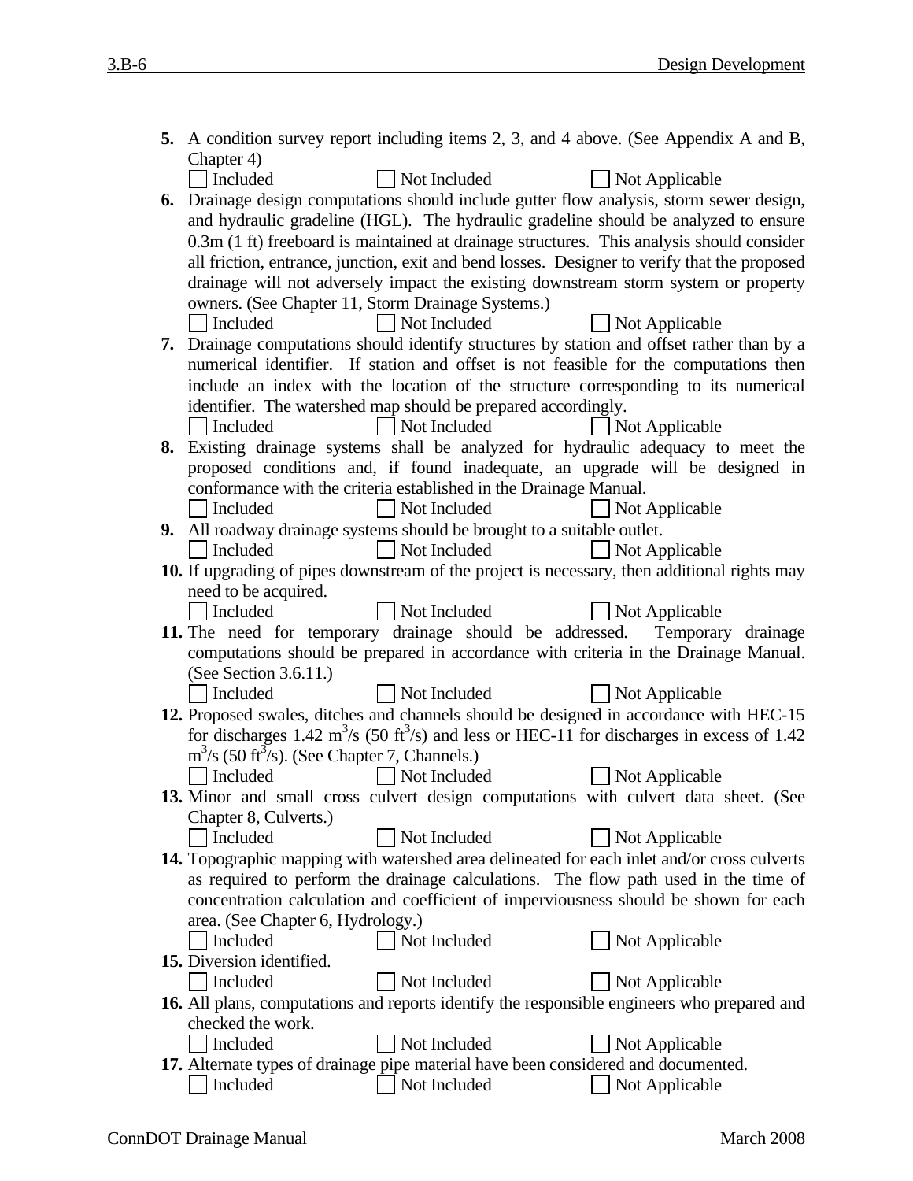5. A condition survey report including items 2, 3, and 4 above. (See Appendix A and B, Chapter 4)
   ☐ Included ☐ Not Included ☐ Not Applicable
6. Drainage design computations should include gutter flow analysis, storm sewer design, and hydraulic gradeline (HGL). The hydraulic gradeline should be analyzed to ensure 0.3m (1 ft) freeboard is maintained at drainage structures. This analysis should consider all friction, entrance, junction, exit and bend losses. Designer to verify that the proposed drainage will not adversely impact the existing downstream storm system or property owners. (See Chapter 11, Storm Drainage Systems.)
   ☐ Included ☐ Not Included ☐ Not Applicable
7. Drainage computations should identify structures by station and offset rather than by a numerical identifier. If station and offset is not feasible for the computations then include an index with the location of the structure corresponding to its numerical identifier. The watershed map should be prepared accordingly.
   ☐ Included ☐ Not Included ☐ Not Applicable
8. Existing drainage systems shall be analyzed for hydraulic adequacy to meet the proposed conditions and, if found inadequate, an upgrade will be designed in conformance with the criteria established in the Drainage Manual.
   ☐ Included ☐ Not Included ☐ Not Applicable
9. All roadway drainage systems should be brought to a suitable outlet.
   ☐ Included ☐ Not Included ☐ Not Applicable
10. If upgrading of pipes downstream of the project is necessary, then additional rights may need to be acquired.
    ☐ Included ☐ Not Included ☐ Not Applicable
11. The need for temporary drainage should be addressed. Temporary drainage computations should be prepared in accordance with criteria in the Drainage Manual. (See Section 3.6.11.)
    ☐ Included ☐ Not Included ☐ Not Applicable
12. Proposed swales, ditches and channels should be designed in accordance with HEC-15 for discharges 1.42 $m^3/s$ (50 $ft^3/s$) and less or HEC-11 for discharges in excess of 1.42 $m^3/s$ (50 $ft^3/s$). (See Chapter 7, Channels.)
    ☐ Included ☐ Not Included ☐ Not Applicable
13. Minor and small cross culvert design computations with culvert data sheet. (See Chapter 8, Culverts.)
    ☐ Included ☐ Not Included ☐ Not Applicable
14. Topographic mapping with watershed area delineated for each inlet and/or cross culverts as required to perform the drainage calculations. The flow path used in the time of concentration calculation and coefficient of imperviousness should be shown for each area. (See Chapter 6, Hydrology.)
    ☐ Included ☐ Not Included ☐ Not Applicable
15. Diversion identified.
    ☐ Included ☐ Not Included ☐ Not Applicable
16. All plans, computations and reports identify the responsible engineers who prepared and checked the work.
    ☐ Included ☐ Not Included ☐ Not Applicable
17. Alternate types of drainage pipe material have been considered and documented.
    ☐ Included ☐ Not Included ☐ Not Applicable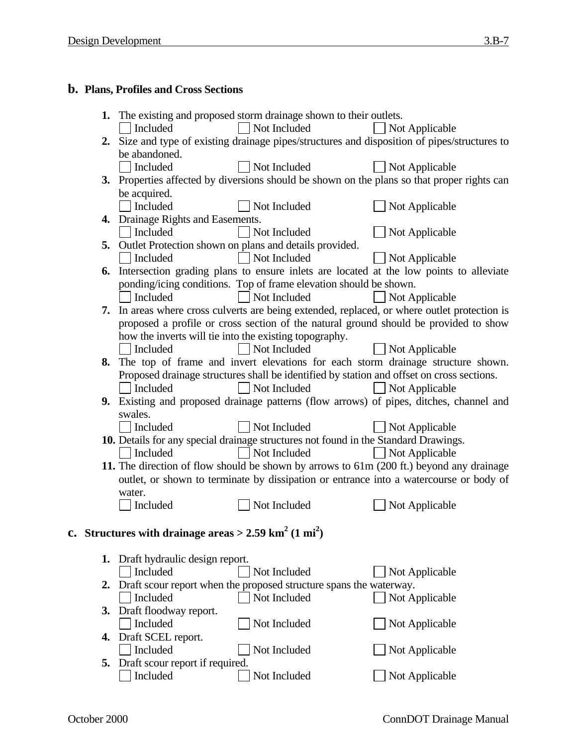## b. Plans, Profiles and Cross Sections

1. The existing and proposed storm drainage shown to their outlets.
   ☐ Included ☐ Not Included ☐ Not Applicable
2. Size and type of existing drainage pipes/structures and disposition of pipes/structures to be abandoned.
   ☐ Included ☐ Not Included ☐ Not Applicable
3. Properties affected by diversions should be shown on the plans so that proper rights can be acquired.
   ☐ Included ☐ Not Included ☐ Not Applicable
4. Drainage Rights and Easements.
   ☐ Included ☐ Not Included ☐ Not Applicable
5. Outlet Protection shown on plans and details provided.
   ☐ Included ☐ Not Included ☐ Not Applicable
6. Intersection grading plans to ensure inlets are located at the low points to alleviate ponding/icing conditions. Top of frame elevation should be shown.
   ☐ Included ☐ Not Included ☐ Not Applicable
7. In areas where cross culverts are being extended, replaced, or where outlet protection is proposed a profile or cross section of the natural ground should be provided to show how the inverts will tie into the existing topography.
   ☐ Included ☐ Not Included ☐ Not Applicable
8. The top of frame and invert elevations for each storm drainage structure shown. Proposed drainage structures shall be identified by station and offset on cross sections.
   ☐ Included ☐ Not Included ☐ Not Applicable
9. Existing and proposed drainage patterns (flow arrows) of pipes, ditches, channel and swales.
   ☐ Included ☐ Not Included ☐ Not Applicable
10. Details for any special drainage structures not found in the Standard Drawings.
    ☐ Included ☐ Not Included ☐ Not Applicable
11. The direction of flow should be shown by arrows to 61m (200 ft.) beyond any drainage outlet, or shown to terminate by dissipation or entrance into a watercourse or body of water.
    ☐ Included ☐ Not Included ☐ Not Applicable

## c. Structures with drainage areas > 2.59 km$^2$ (1 mi$^2$)

1. Draft hydraulic design report.
   ☐ Included ☐ Not Included ☐ Not Applicable
2. Draft scour report when the proposed structure spans the waterway.
   ☐ Included ☐ Not Included ☐ Not Applicable
3. Draft floodway report.
   ☐ Included ☐ Not Included ☐ Not Applicable
4. Draft SCEL report.
   ☐ Included ☐ Not Included ☐ Not Applicable
5. Draft scour report if required.
   ☐ Included ☐ Not Included ☐ Not Applicable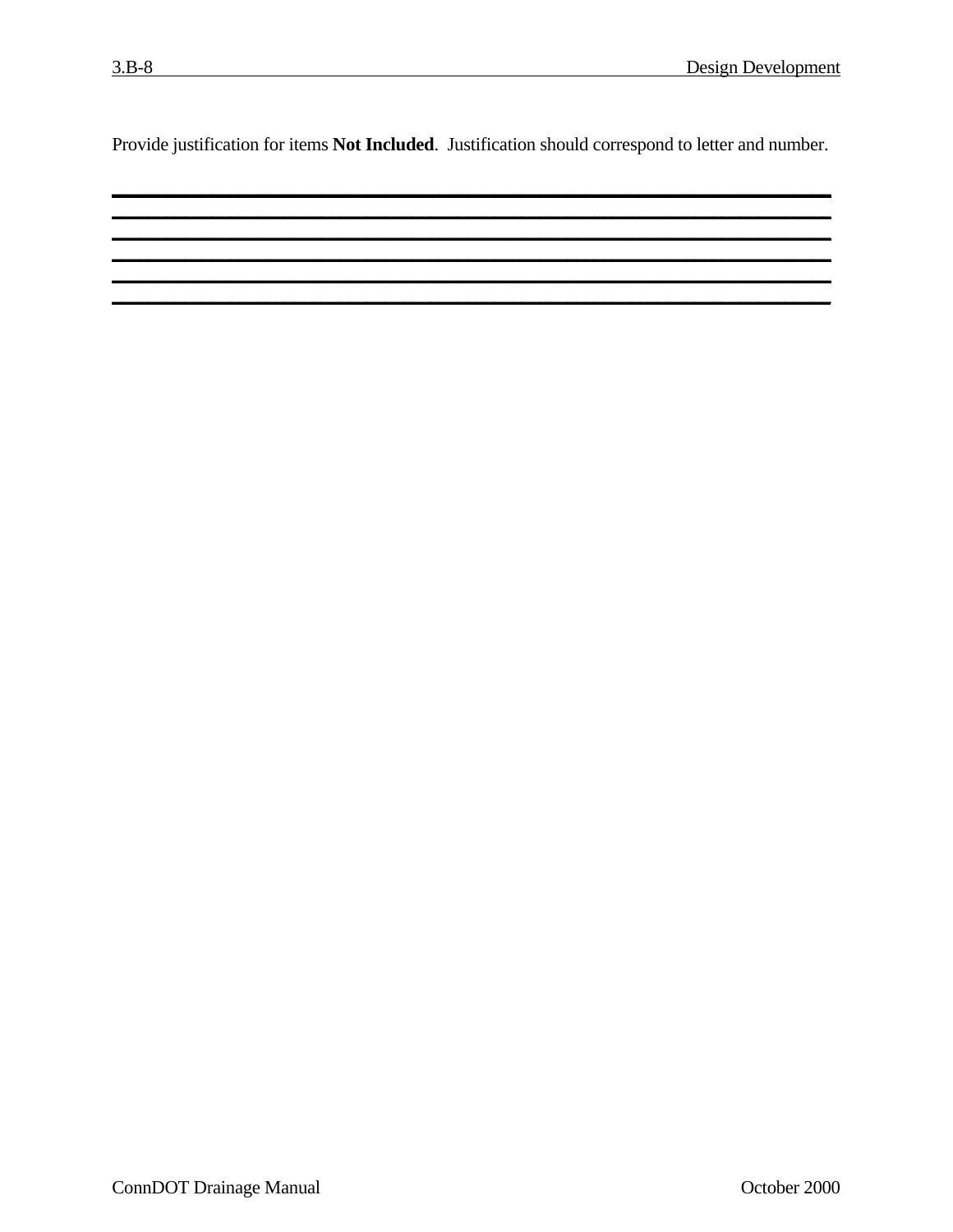Provide justification for items **Not Included**.  Justification should correspond to letter and number.

______________________________________________________________________________

______________________________________________________________________________

______________________________________________________________________________

______________________________________________________________________________

______________________________________________________________________________

______________________________________________________________________________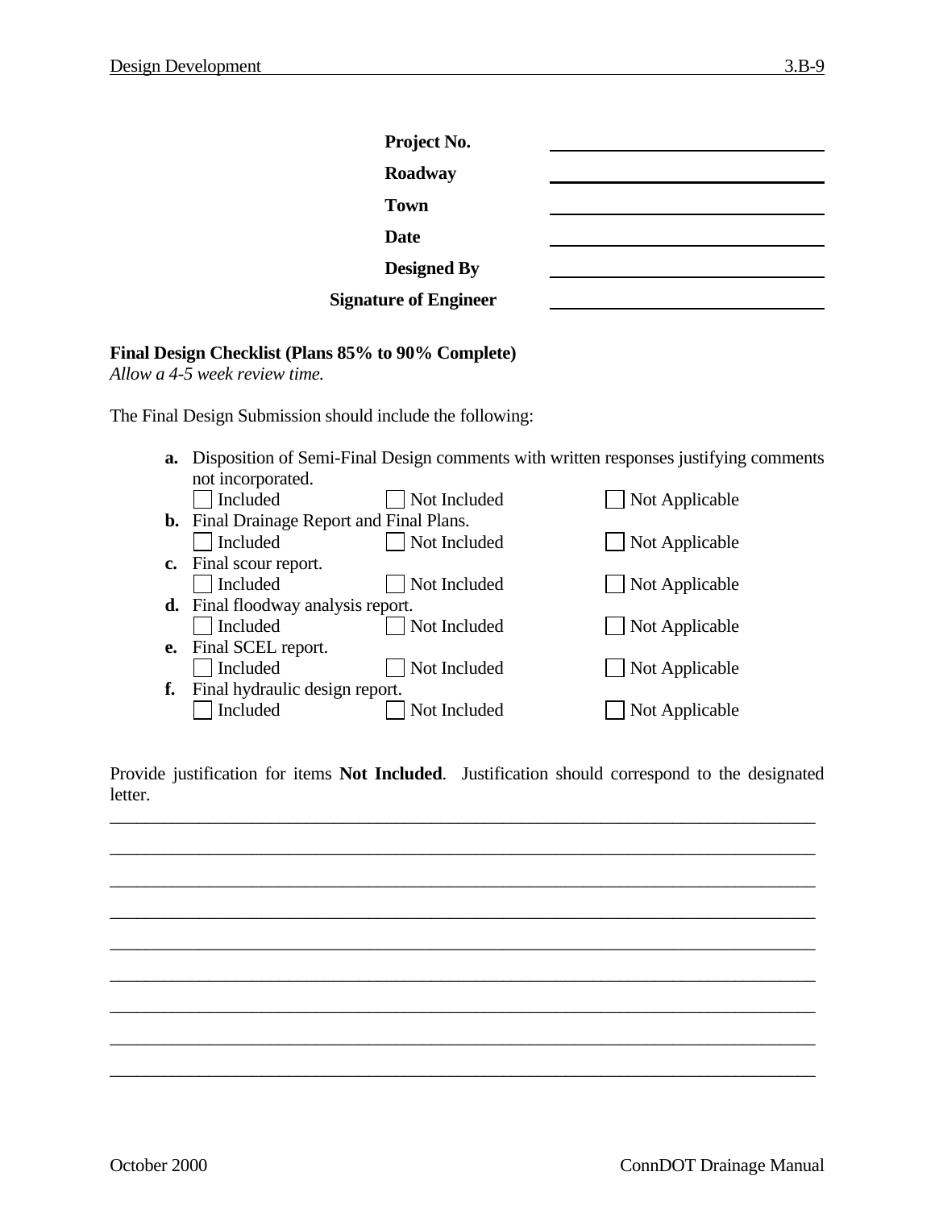| | |
|---|---|
| **Project No.** | ______________________ |
| **Roadway** | ______________________ |
| **Town** | ______________________ |
| **Date** | ______________________ |
| **Designed By** | ______________________ |
| **Signature of Engineer** | ______________________ |

**Final Design Checklist (Plans 85% to 90% Complete)**
*Allow a 4-5 week review time.*

The Final Design Submission should include the following:

**a.** Disposition of Semi-Final Design comments with written responses justifying comments not incorporated.
☐ Included ☐ Not Included ☐ Not Applicable

**b.** Final Drainage Report and Final Plans.
☐ Included ☐ Not Included ☐ Not Applicable

**c.** Final scour report.
☐ Included ☐ Not Included ☐ Not Applicable

**d.** Final floodway analysis report.
☐ Included ☐ Not Included ☐ Not Applicable

**e.** Final SCEL report.
☐ Included ☐ Not Included ☐ Not Applicable

**f.** Final hydraulic design report.
☐ Included ☐ Not Included ☐ Not Applicable

Provide justification for items **Not Included**. Justification should correspond to the designated letter.

________________________________________________________________________________

________________________________________________________________________________

________________________________________________________________________________

________________________________________________________________________________

________________________________________________________________________________

________________________________________________________________________________

________________________________________________________________________________

________________________________________________________________________________

________________________________________________________________________________